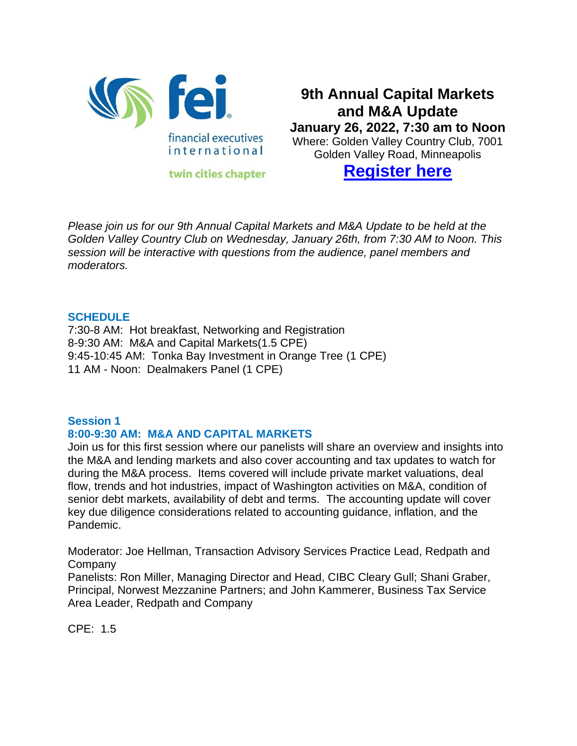fei

financial executives international

twin cities chapter

# 9th Annual Capital Markets and M&A Update

**January 26, 2022, 7:30 am to Noon**

Where: Golden Valley Country Club, 7001 Golden Valley Road, Minneapolis

**Register here**

*Please join us for our 9th Annual Capital Markets and M&A Update to be held at the Golden Valley Country Club on Wednesday, January 26th, from 7:30 AM to Noon. This session will be interactive with questions from the audience, panel members and moderators.*

## SCHEDULE

7:30-8 AM: Hot breakfast, Networking and Registration
8-9:30 AM: M&A and Capital Markets(1.5 CPE)
9:45-10:45 AM: Tonka Bay Investment in Orange Tree (1 CPE)
11 AM - Noon: Dealmakers Panel (1 CPE)

## Session 1
### 8:00-9:30 AM: M&A AND CAPITAL MARKETS

Join us for this first session where our panelists will share an overview and insights into the M&A and lending markets and also cover accounting and tax updates to watch for during the M&A process. Items covered will include private market valuations, deal flow, trends and hot industries, impact of Washington activities on M&A, condition of senior debt markets, availability of debt and terms. The accounting update will cover key due diligence considerations related to accounting guidance, inflation, and the Pandemic.

Moderator: Joe Hellman, Transaction Advisory Services Practice Lead, Redpath and Company
Panelists: Ron Miller, Managing Director and Head, CIBC Cleary Gull; Shani Graber, Principal, Norwest Mezzanine Partners; and John Kammerer, Business Tax Service Area Leader, Redpath and Company

CPE: 1.5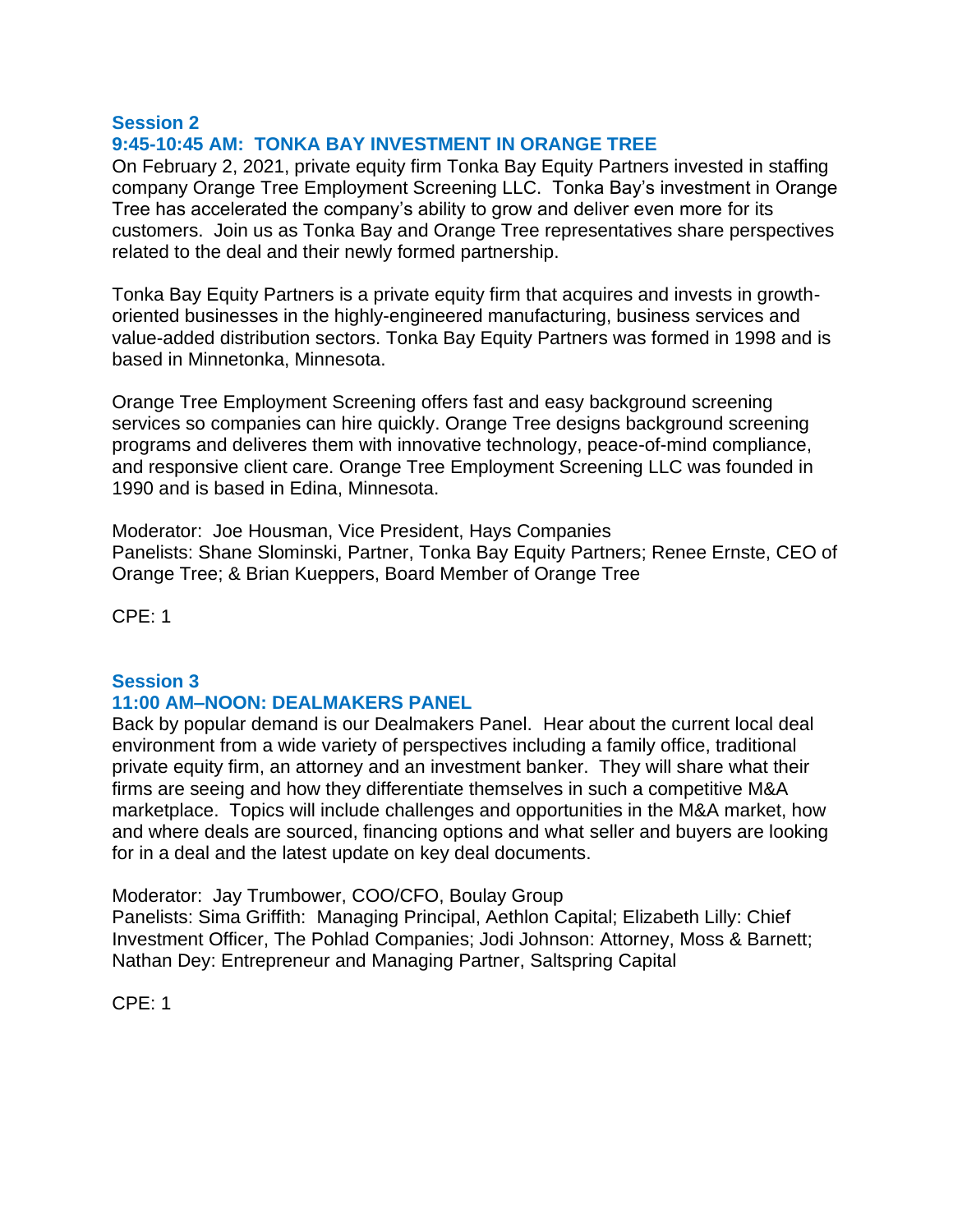### Session 2
### 9:45-10:45 AM: TONKA BAY INVESTMENT IN ORANGE TREE

On February 2, 2021, private equity firm Tonka Bay Equity Partners invested in staffing company Orange Tree Employment Screening LLC. Tonka Bay's investment in Orange Tree has accelerated the company's ability to grow and deliver even more for its customers. Join us as Tonka Bay and Orange Tree representatives share perspectives related to the deal and their newly formed partnership.

Tonka Bay Equity Partners is a private equity firm that acquires and invests in growth-oriented businesses in the highly-engineered manufacturing, business services and value-added distribution sectors. Tonka Bay Equity Partners was formed in 1998 and is based in Minnetonka, Minnesota.

Orange Tree Employment Screening offers fast and easy background screening services so companies can hire quickly. Orange Tree designs background screening programs and deliveres them with innovative technology, peace-of-mind compliance, and responsive client care. Orange Tree Employment Screening LLC was founded in 1990 and is based in Edina, Minnesota.

Moderator: Joe Housman, Vice President, Hays Companies
Panelists: Shane Slominski, Partner, Tonka Bay Equity Partners; Renee Ernste, CEO of Orange Tree; & Brian Kueppers, Board Member of Orange Tree

CPE: 1

### Session 3
### 11:00 AM–NOON: DEALMAKERS PANEL

Back by popular demand is our Dealmakers Panel. Hear about the current local deal environment from a wide variety of perspectives including a family office, traditional private equity firm, an attorney and an investment banker. They will share what their firms are seeing and how they differentiate themselves in such a competitive M&A marketplace. Topics will include challenges and opportunities in the M&A market, how and where deals are sourced, financing options and what seller and buyers are looking for in a deal and the latest update on key deal documents.

Moderator: Jay Trumbower, COO/CFO, Boulay Group
Panelists: Sima Griffith: Managing Principal, Aethlon Capital; Elizabeth Lilly: Chief Investment Officer, The Pohlad Companies; Jodi Johnson: Attorney, Moss & Barnett; Nathan Dey: Entrepreneur and Managing Partner, Saltspring Capital

CPE: 1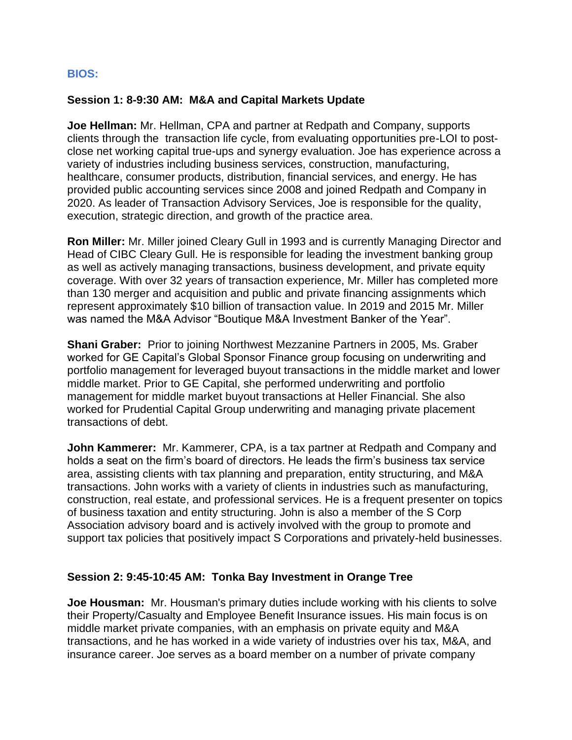## BIOS:

### Session 1: 8-9:30 AM: M&A and Capital Markets Update

**Joe Hellman:** Mr. Hellman, CPA and partner at Redpath and Company, supports clients through the transaction life cycle, from evaluating opportunities pre-LOI to post-close net working capital true-ups and synergy evaluation. Joe has experience across a variety of industries including business services, construction, manufacturing, healthcare, consumer products, distribution, financial services, and energy. He has provided public accounting services since 2008 and joined Redpath and Company in 2020. As leader of Transaction Advisory Services, Joe is responsible for the quality, execution, strategic direction, and growth of the practice area.

**Ron Miller:** Mr. Miller joined Cleary Gull in 1993 and is currently Managing Director and Head of CIBC Cleary Gull. He is responsible for leading the investment banking group as well as actively managing transactions, business development, and private equity coverage. With over 32 years of transaction experience, Mr. Miller has completed more than 130 merger and acquisition and public and private financing assignments which represent approximately $10 billion of transaction value. In 2019 and 2015 Mr. Miller was named the M&A Advisor "Boutique M&A Investment Banker of the Year".

**Shani Graber:** Prior to joining Northwest Mezzanine Partners in 2005, Ms. Graber worked for GE Capital's Global Sponsor Finance group focusing on underwriting and portfolio management for leveraged buyout transactions in the middle market and lower middle market. Prior to GE Capital, she performed underwriting and portfolio management for middle market buyout transactions at Heller Financial. She also worked for Prudential Capital Group underwriting and managing private placement transactions of debt.

**John Kammerer:** Mr. Kammerer, CPA, is a tax partner at Redpath and Company and holds a seat on the firm's board of directors. He leads the firm's business tax service area, assisting clients with tax planning and preparation, entity structuring, and M&A transactions. John works with a variety of clients in industries such as manufacturing, construction, real estate, and professional services. He is a frequent presenter on topics of business taxation and entity structuring. John is also a member of the S Corp Association advisory board and is actively involved with the group to promote and support tax policies that positively impact S Corporations and privately-held businesses.

### Session 2: 9:45-10:45 AM: Tonka Bay Investment in Orange Tree

**Joe Housman:** Mr. Housman's primary duties include working with his clients to solve their Property/Casualty and Employee Benefit Insurance issues. His main focus is on middle market private companies, with an emphasis on private equity and M&A transactions, and he has worked in a wide variety of industries over his tax, M&A, and insurance career. Joe serves as a board member on a number of private company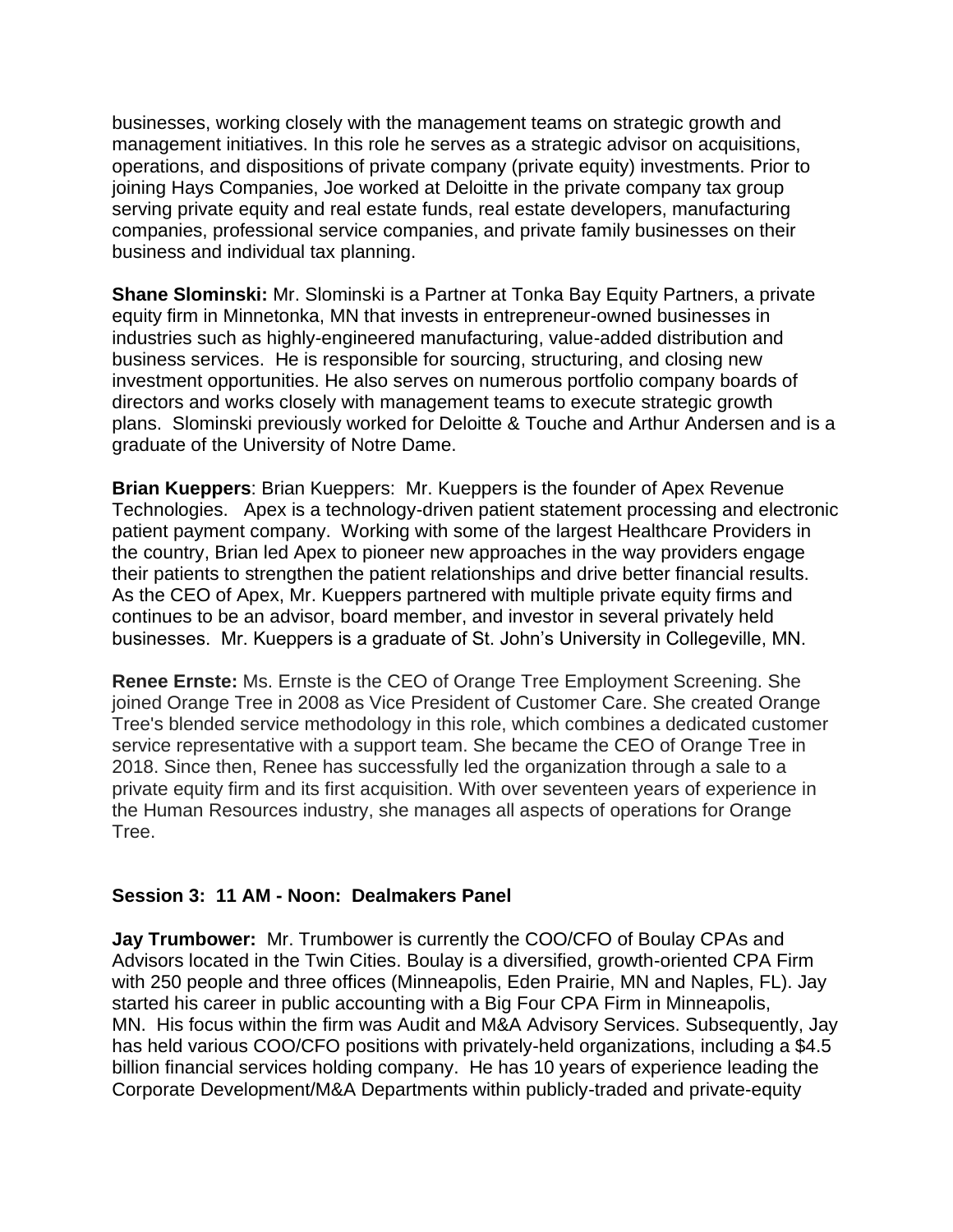businesses, working closely with the management teams on strategic growth and management initiatives. In this role he serves as a strategic advisor on acquisitions, operations, and dispositions of private company (private equity) investments. Prior to joining Hays Companies, Joe worked at Deloitte in the private company tax group serving private equity and real estate funds, real estate developers, manufacturing companies, professional service companies, and private family businesses on their business and individual tax planning.

**Shane Slominski:** Mr. Slominski is a Partner at Tonka Bay Equity Partners, a private equity firm in Minnetonka, MN that invests in entrepreneur-owned businesses in industries such as highly-engineered manufacturing, value-added distribution and business services. He is responsible for sourcing, structuring, and closing new investment opportunities. He also serves on numerous portfolio company boards of directors and works closely with management teams to execute strategic growth plans. Slominski previously worked for Deloitte & Touche and Arthur Andersen and is a graduate of the University of Notre Dame.

**Brian Kueppers**: Brian Kueppers: Mr. Kueppers is the founder of Apex Revenue Technologies. Apex is a technology-driven patient statement processing and electronic patient payment company. Working with some of the largest Healthcare Providers in the country, Brian led Apex to pioneer new approaches in the way providers engage their patients to strengthen the patient relationships and drive better financial results. As the CEO of Apex, Mr. Kueppers partnered with multiple private equity firms and continues to be an advisor, board member, and investor in several privately held businesses. Mr. Kueppers is a graduate of St. John's University in Collegeville, MN.

**Renee Ernste:** Ms. Ernste is the CEO of Orange Tree Employment Screening. She joined Orange Tree in 2008 as Vice President of Customer Care. She created Orange Tree's blended service methodology in this role, which combines a dedicated customer service representative with a support team. She became the CEO of Orange Tree in 2018. Since then, Renee has successfully led the organization through a sale to a private equity firm and its first acquisition. With over seventeen years of experience in the Human Resources industry, she manages all aspects of operations for Orange Tree.

### Session 3: 11 AM - Noon: Dealmakers Panel

**Jay Trumbower:** Mr. Trumbower is currently the COO/CFO of Boulay CPAs and Advisors located in the Twin Cities. Boulay is a diversified, growth-oriented CPA Firm with 250 people and three offices (Minneapolis, Eden Prairie, MN and Naples, FL). Jay started his career in public accounting with a Big Four CPA Firm in Minneapolis, MN. His focus within the firm was Audit and M&A Advisory Services. Subsequently, Jay has held various COO/CFO positions with privately-held organizations, including a $4.5 billion financial services holding company. He has 10 years of experience leading the Corporate Development/M&A Departments within publicly-traded and private-equity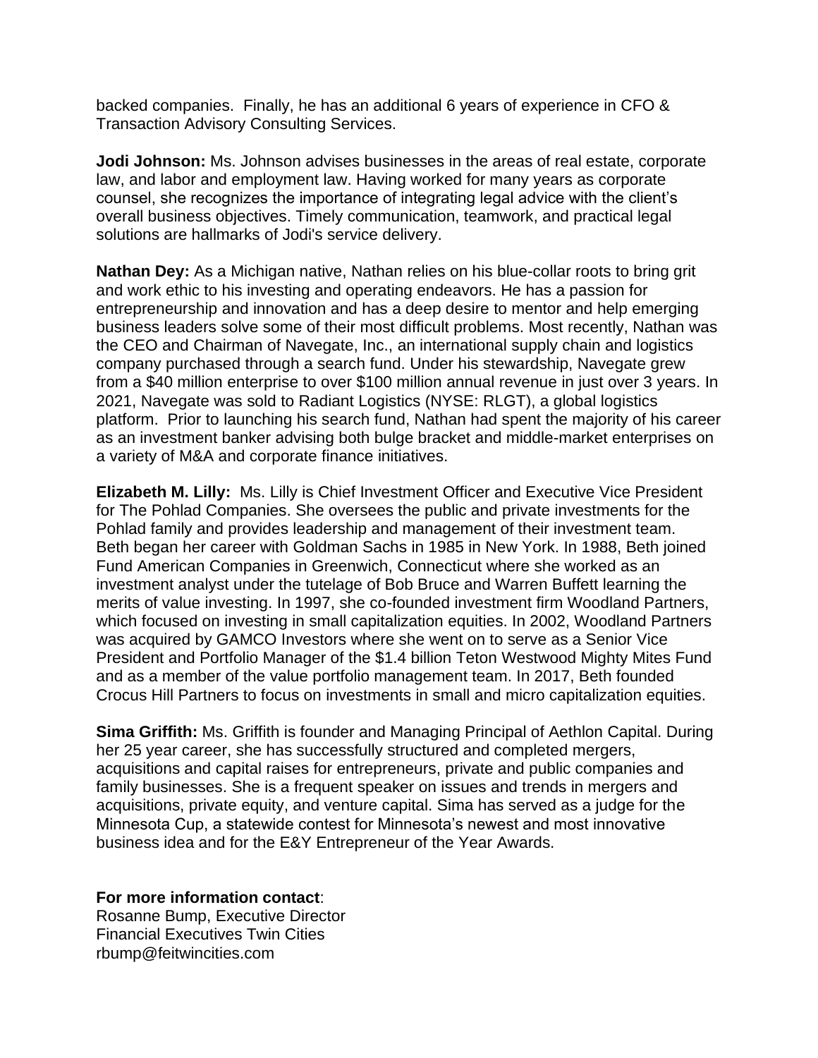backed companies. Finally, he has an additional 6 years of experience in CFO & Transaction Advisory Consulting Services.

**Jodi Johnson:** Ms. Johnson advises businesses in the areas of real estate, corporate law, and labor and employment law. Having worked for many years as corporate counsel, she recognizes the importance of integrating legal advice with the client's overall business objectives. Timely communication, teamwork, and practical legal solutions are hallmarks of Jodi's service delivery.

**Nathan Dey:** As a Michigan native, Nathan relies on his blue-collar roots to bring grit and work ethic to his investing and operating endeavors. He has a passion for entrepreneurship and innovation and has a deep desire to mentor and help emerging business leaders solve some of their most difficult problems. Most recently, Nathan was the CEO and Chairman of Navegate, Inc., an international supply chain and logistics company purchased through a search fund. Under his stewardship, Navegate grew from a $40 million enterprise to over $100 million annual revenue in just over 3 years. In 2021, Navegate was sold to Radiant Logistics (NYSE: RLGT), a global logistics platform. Prior to launching his search fund, Nathan had spent the majority of his career as an investment banker advising both bulge bracket and middle-market enterprises on a variety of M&A and corporate finance initiatives.

**Elizabeth M. Lilly:** Ms. Lilly is Chief Investment Officer and Executive Vice President for The Pohlad Companies. She oversees the public and private investments for the Pohlad family and provides leadership and management of their investment team. Beth began her career with Goldman Sachs in 1985 in New York. In 1988, Beth joined Fund American Companies in Greenwich, Connecticut where she worked as an investment analyst under the tutelage of Bob Bruce and Warren Buffett learning the merits of value investing. In 1997, she co-founded investment firm Woodland Partners, which focused on investing in small capitalization equities. In 2002, Woodland Partners was acquired by GAMCO Investors where she went on to serve as a Senior Vice President and Portfolio Manager of the $1.4 billion Teton Westwood Mighty Mites Fund and as a member of the value portfolio management team. In 2017, Beth founded Crocus Hill Partners to focus on investments in small and micro capitalization equities.

**Sima Griffith:** Ms. Griffith is founder and Managing Principal of Aethlon Capital. During her 25 year career, she has successfully structured and completed mergers, acquisitions and capital raises for entrepreneurs, private and public companies and family businesses. She is a frequent speaker on issues and trends in mergers and acquisitions, private equity, and venture capital. Sima has served as a judge for the Minnesota Cup, a statewide contest for Minnesota's newest and most innovative business idea and for the E&Y Entrepreneur of the Year Awards.

**For more information contact**:
Rosanne Bump, Executive Director
Financial Executives Twin Cities
rbump@feitwincities.com